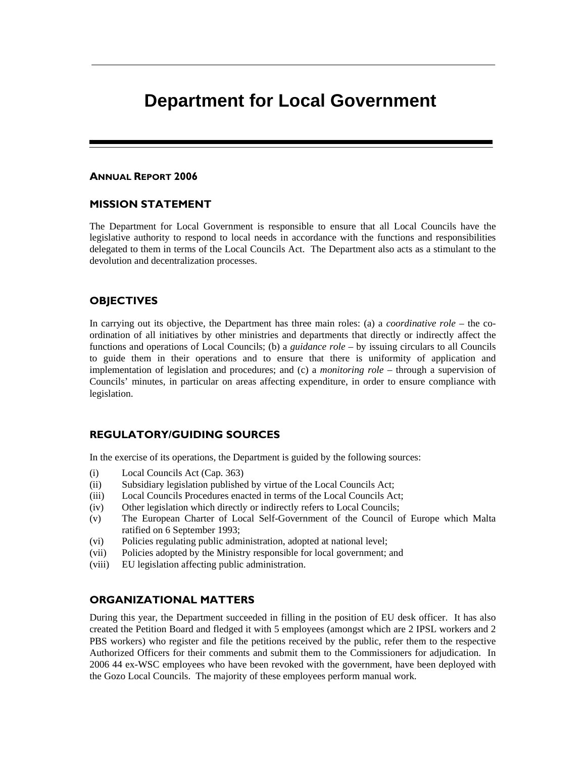# Department for Local Government

## ANNUAL REPORT 2006

## MISSION STATEMENT

The Department for Local Government is responsible to ensure that all Local Councils have the legislative authority to respond to local needs in accordance with the functions and responsibilities delegated to them in terms of the Local Councils Act. The Department also acts as a stimulant to the devolution and decentralization processes.

## OBJECTIVES

In carrying out its objective, the Department has three main roles: (a) a *coordinative role* – the co-ordination of all initiatives by other ministries and departments that directly or indirectly affect the functions and operations of Local Councils; (b) a *guidance role* – by issuing circulars to all Councils to guide them in their operations and to ensure that there is uniformity of application and implementation of legislation and procedures; and (c) a *monitoring role* – through a supervision of Councils' minutes, in particular on areas affecting expenditure, in order to ensure compliance with legislation.

## REGULATORY/GUIDING SOURCES

In the exercise of its operations, the Department is guided by the following sources:

- (i) Local Councils Act (Cap. 363)
- (ii) Subsidiary legislation published by virtue of the Local Councils Act;
- (iii) Local Councils Procedures enacted in terms of the Local Councils Act;
- (iv) Other legislation which directly or indirectly refers to Local Councils;
- (v) The European Charter of Local Self-Government of the Council of Europe which Malta ratified on 6 September 1993;
- (vi) Policies regulating public administration, adopted at national level;
- (vii) Policies adopted by the Ministry responsible for local government; and
- (viii) EU legislation affecting public administration.

## ORGANIZATIONAL MATTERS

During this year, the Department succeeded in filling in the position of EU desk officer. It has also created the Petition Board and fledged it with 5 employees (amongst which are 2 IPSL workers and 2 PBS workers) who register and file the petitions received by the public, refer them to the respective Authorized Officers for their comments and submit them to the Commissioners for adjudication. In 2006 44 ex-WSC employees who have been revoked with the government, have been deployed with the Gozo Local Councils. The majority of these employees perform manual work.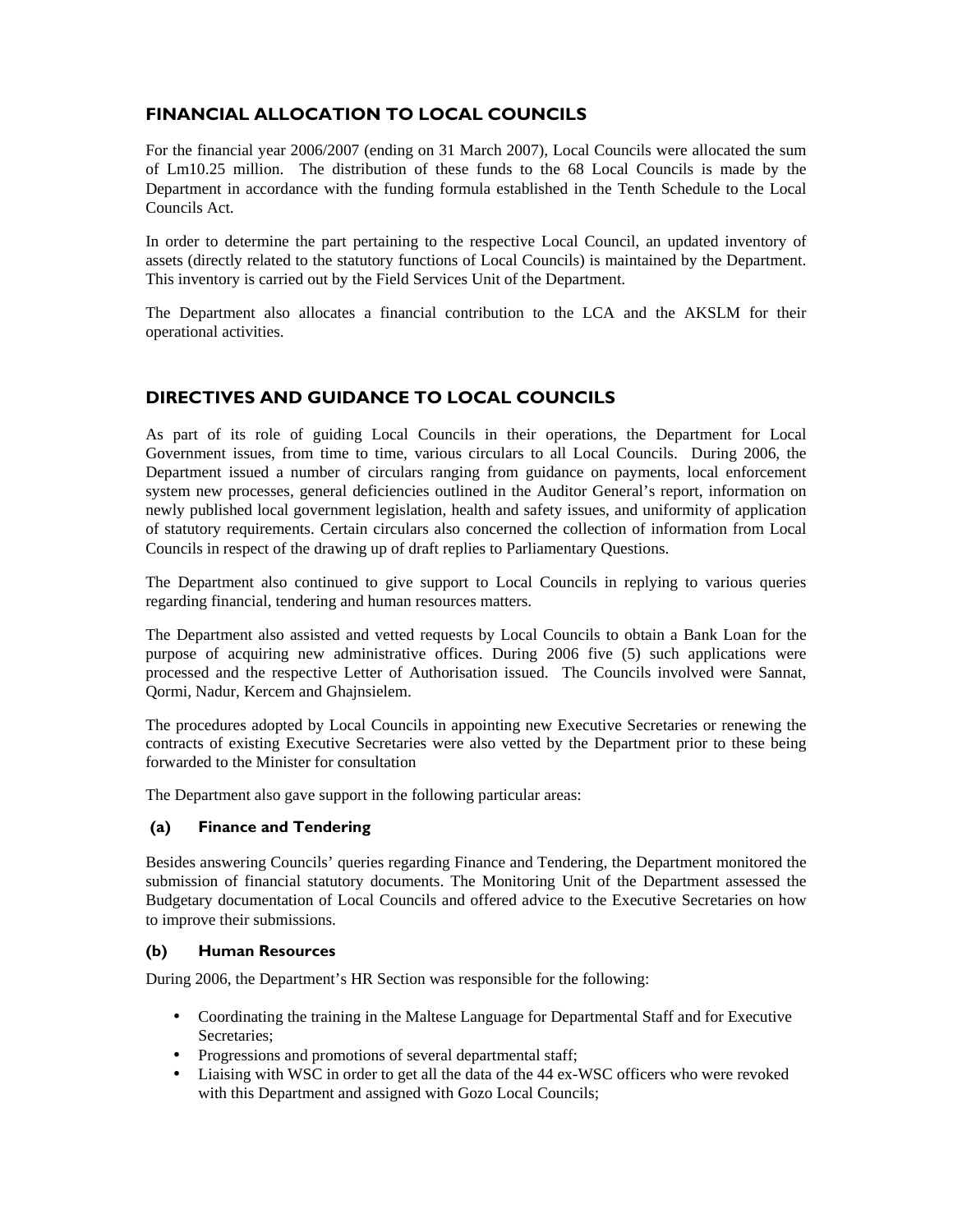## FINANCIAL ALLOCATION TO LOCAL COUNCILS

For the financial year 2006/2007 (ending on 31 March 2007), Local Councils were allocated the sum of Lm10.25 million. The distribution of these funds to the 68 Local Councils is made by the Department in accordance with the funding formula established in the Tenth Schedule to the Local Councils Act.

In order to determine the part pertaining to the respective Local Council, an updated inventory of assets (directly related to the statutory functions of Local Councils) is maintained by the Department. This inventory is carried out by the Field Services Unit of the Department.

The Department also allocates a financial contribution to the LCA and the AKSLM for their operational activities.

## DIRECTIVES AND GUIDANCE TO LOCAL COUNCILS

As part of its role of guiding Local Councils in their operations, the Department for Local Government issues, from time to time, various circulars to all Local Councils. During 2006, the Department issued a number of circulars ranging from guidance on payments, local enforcement system new processes, general deficiencies outlined in the Auditor General's report, information on newly published local government legislation, health and safety issues, and uniformity of application of statutory requirements. Certain circulars also concerned the collection of information from Local Councils in respect of the drawing up of draft replies to Parliamentary Questions.

The Department also continued to give support to Local Councils in replying to various queries regarding financial, tendering and human resources matters.

The Department also assisted and vetted requests by Local Councils to obtain a Bank Loan for the purpose of acquiring new administrative offices. During 2006 five (5) such applications were processed and the respective Letter of Authorisation issued. The Councils involved were Sannat, Qormi, Nadur, Kercem and Ghajnsielem.

The procedures adopted by Local Councils in appointing new Executive Secretaries or renewing the contracts of existing Executive Secretaries were also vetted by the Department prior to these being forwarded to the Minister for consultation

The Department also gave support in the following particular areas:

### (a) Finance and Tendering

Besides answering Councils' queries regarding Finance and Tendering, the Department monitored the submission of financial statutory documents. The Monitoring Unit of the Department assessed the Budgetary documentation of Local Councils and offered advice to the Executive Secretaries on how to improve their submissions.

### (b) Human Resources

During 2006, the Department's HR Section was responsible for the following:

- Coordinating the training in the Maltese Language for Departmental Staff and for Executive Secretaries;
- Progressions and promotions of several departmental staff;
- Liaising with WSC in order to get all the data of the 44 ex-WSC officers who were revoked with this Department and assigned with Gozo Local Councils;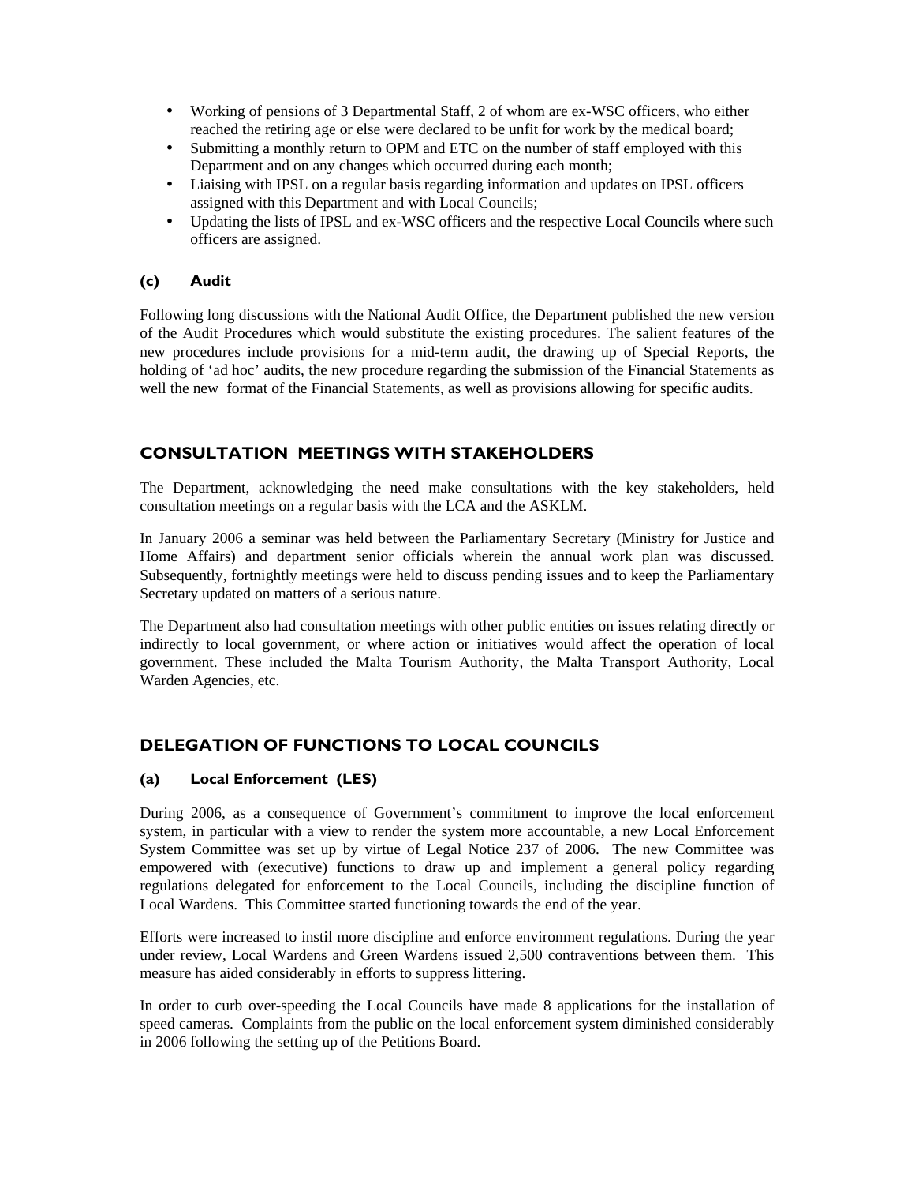- Working of pensions of 3 Departmental Staff, 2 of whom are ex-WSC officers, who either reached the retiring age or else were declared to be unfit for work by the medical board;
- Submitting a monthly return to OPM and ETC on the number of staff employed with this Department and on any changes which occurred during each month;
- Liaising with IPSL on a regular basis regarding information and updates on IPSL officers assigned with this Department and with Local Councils;
- Updating the lists of IPSL and ex-WSC officers and the respective Local Councils where such officers are assigned.

### (c) Audit

Following long discussions with the National Audit Office, the Department published the new version of the Audit Procedures which would substitute the existing procedures. The salient features of the new procedures include provisions for a mid-term audit, the drawing up of Special Reports, the holding of 'ad hoc' audits, the new procedure regarding the submission of the Financial Statements as well the new format of the Financial Statements, as well as provisions allowing for specific audits.

## CONSULTATION MEETINGS WITH STAKEHOLDERS

The Department, acknowledging the need make consultations with the key stakeholders, held consultation meetings on a regular basis with the LCA and the ASKLM.

In January 2006 a seminar was held between the Parliamentary Secretary (Ministry for Justice and Home Affairs) and department senior officials wherein the annual work plan was discussed. Subsequently, fortnightly meetings were held to discuss pending issues and to keep the Parliamentary Secretary updated on matters of a serious nature.

The Department also had consultation meetings with other public entities on issues relating directly or indirectly to local government, or where action or initiatives would affect the operation of local government. These included the Malta Tourism Authority, the Malta Transport Authority, Local Warden Agencies, etc.

## DELEGATION OF FUNCTIONS TO LOCAL COUNCILS

### (a) Local Enforcement (LES)

During 2006, as a consequence of Government's commitment to improve the local enforcement system, in particular with a view to render the system more accountable, a new Local Enforcement System Committee was set up by virtue of Legal Notice 237 of 2006. The new Committee was empowered with (executive) functions to draw up and implement a general policy regarding regulations delegated for enforcement to the Local Councils, including the discipline function of Local Wardens. This Committee started functioning towards the end of the year.

Efforts were increased to instil more discipline and enforce environment regulations. During the year under review, Local Wardens and Green Wardens issued 2,500 contraventions between them. This measure has aided considerably in efforts to suppress littering.

In order to curb over-speeding the Local Councils have made 8 applications for the installation of speed cameras. Complaints from the public on the local enforcement system diminished considerably in 2006 following the setting up of the Petitions Board.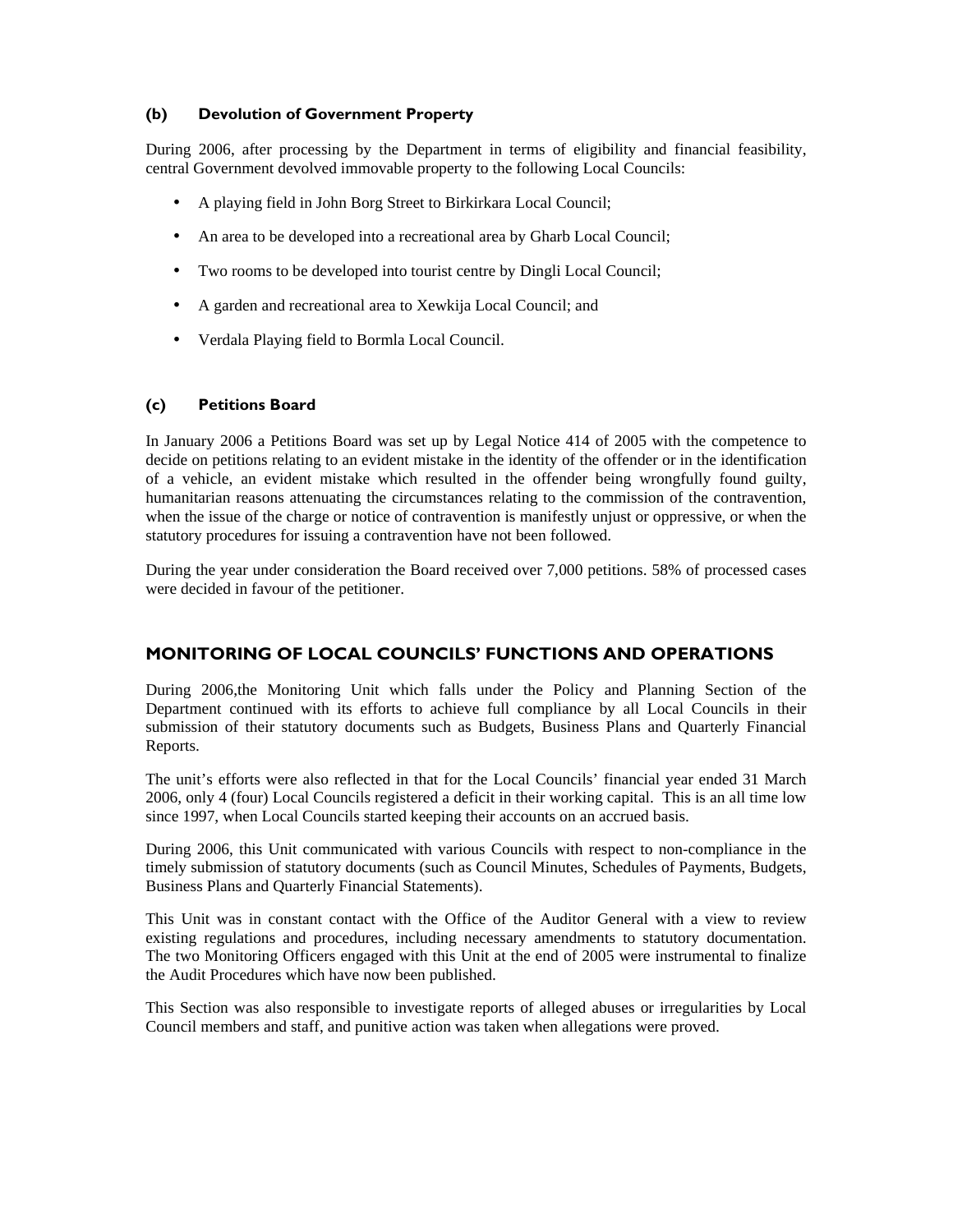### (b) Devolution of Government Property

During 2006, after processing by the Department in terms of eligibility and financial feasibility, central Government devolved immovable property to the following Local Councils:

- A playing field in John Borg Street to Birkirkara Local Council;
- An area to be developed into a recreational area by Gharb Local Council;
- Two rooms to be developed into tourist centre by Dingli Local Council;
- A garden and recreational area to Xewkija Local Council; and
- Verdala Playing field to Bormla Local Council.

### (c) Petitions Board

In January 2006 a Petitions Board was set up by Legal Notice 414 of 2005 with the competence to decide on petitions relating to an evident mistake in the identity of the offender or in the identification of a vehicle, an evident mistake which resulted in the offender being wrongfully found guilty, humanitarian reasons attenuating the circumstances relating to the commission of the contravention, when the issue of the charge or notice of contravention is manifestly unjust or oppressive, or when the statutory procedures for issuing a contravention have not been followed.

During the year under consideration the Board received over 7,000 petitions. 58% of processed cases were decided in favour of the petitioner.

## MONITORING OF LOCAL COUNCILS' FUNCTIONS AND OPERATIONS

During 2006,the Monitoring Unit which falls under the Policy and Planning Section of the Department continued with its efforts to achieve full compliance by all Local Councils in their submission of their statutory documents such as Budgets, Business Plans and Quarterly Financial Reports.

The unit's efforts were also reflected in that for the Local Councils' financial year ended 31 March 2006, only 4 (four) Local Councils registered a deficit in their working capital. This is an all time low since 1997, when Local Councils started keeping their accounts on an accrued basis.

During 2006, this Unit communicated with various Councils with respect to non-compliance in the timely submission of statutory documents (such as Council Minutes, Schedules of Payments, Budgets, Business Plans and Quarterly Financial Statements).

This Unit was in constant contact with the Office of the Auditor General with a view to review existing regulations and procedures, including necessary amendments to statutory documentation. The two Monitoring Officers engaged with this Unit at the end of 2005 were instrumental to finalize the Audit Procedures which have now been published.

This Section was also responsible to investigate reports of alleged abuses or irregularities by Local Council members and staff, and punitive action was taken when allegations were proved.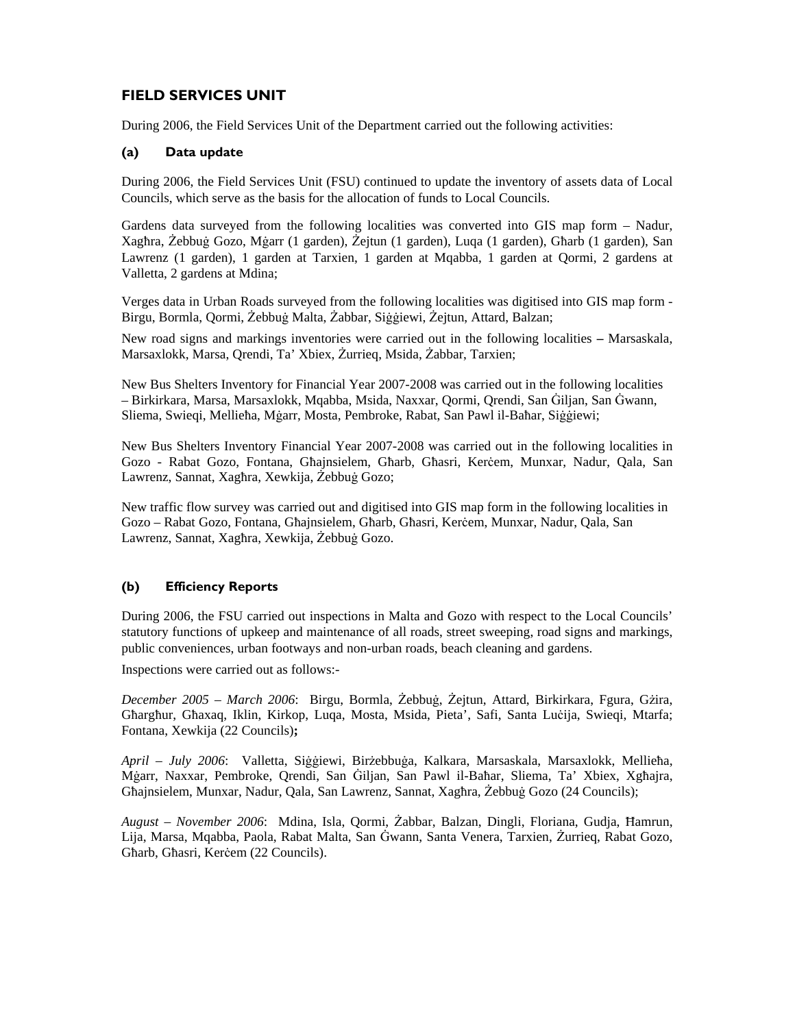## FIELD SERVICES UNIT

During 2006, the Field Services Unit of the Department carried out the following activities:

### (a) Data update

During 2006, the Field Services Unit (FSU) continued to update the inventory of assets data of Local Councils, which serve as the basis for the allocation of funds to Local Councils.

Gardens data surveyed from the following localities was converted into GIS map form – Nadur, Xagħra, Żebbuġ Gozo, Mġarr (1 garden), Żejtun (1 garden), Luqa (1 garden), Għarb (1 garden), San Lawrenz (1 garden), 1 garden at Tarxien, 1 garden at Mqabba, 1 garden at Qormi, 2 gardens at Valletta, 2 gardens at Mdina;

Verges data in Urban Roads surveyed from the following localities was digitised into GIS map form - Birgu, Bormla, Qormi, Żebbuġ Malta, Żabbar, Siġġiewi, Żejtun, Attard, Balzan;

New road signs and markings inventories were carried out in the following localities **–** Marsaskala, Marsaxlokk, Marsa, Qrendi, Ta' Xbiex, Żurrieq, Msida, Żabbar, Tarxien;

New Bus Shelters Inventory for Financial Year 2007-2008 was carried out in the following localities – Birkirkara, Marsa, Marsaxlokk, Mqabba, Msida, Naxxar, Qormi, Qrendi, San Ġiljan, San Ġwann, Sliema, Swieqi, Mellieħa, Mġarr, Mosta, Pembroke, Rabat, San Pawl il-Baħar, Siġġiewi;

New Bus Shelters Inventory Financial Year 2007-2008 was carried out in the following localities in Gozo - Rabat Gozo, Fontana, Għajnsielem, Għarb, Għasri, Kerċem, Munxar, Nadur, Qala, San Lawrenz, Sannat, Xagħra, Xewkija, Żebbuġ Gozo;

New traffic flow survey was carried out and digitised into GIS map form in the following localities in Gozo – Rabat Gozo, Fontana, Għajnsielem, Għarb, Għasri, Kerċem, Munxar, Nadur, Qala, San Lawrenz, Sannat, Xagħra, Xewkija, Żebbuġ Gozo.

### (b) Efficiency Reports

During 2006, the FSU carried out inspections in Malta and Gozo with respect to the Local Councils' statutory functions of upkeep and maintenance of all roads, street sweeping, road signs and markings, public conveniences, urban footways and non-urban roads, beach cleaning and gardens.

Inspections were carried out as follows:-

*December 2005 – March 2006*: Birgu, Bormla, Żebbuġ, Żejtun, Attard, Birkirkara, Fgura, Gżira, Għargħur, Għaxaq, Iklin, Kirkop, Luqa, Mosta, Msida, Pieta', Safi, Santa Luċija, Swieqi, Mtarfa; Fontana, Xewkija (22 Councils)**;**

*April – July 2006*: Valletta, Siġġiewi, Birżebbuġa, Kalkara, Marsaskala, Marsaxlokk, Mellieħa, Mġarr, Naxxar, Pembroke, Qrendi, San Ġiljan, San Pawl il-Baħar, Sliema, Ta' Xbiex, Xgħajra, Għajnsielem, Munxar, Nadur, Qala, San Lawrenz, Sannat, Xagħra, Żebbuġ Gozo (24 Councils);

*August – November 2006*: Mdina, Isla, Qormi, Żabbar, Balzan, Dingli, Floriana, Gudja, Ħamrun, Lija, Marsa, Mqabba, Paola, Rabat Malta, San Ġwann, Santa Venera, Tarxien, Żurrieq, Rabat Gozo, Għarb, Għasri, Kerċem (22 Councils).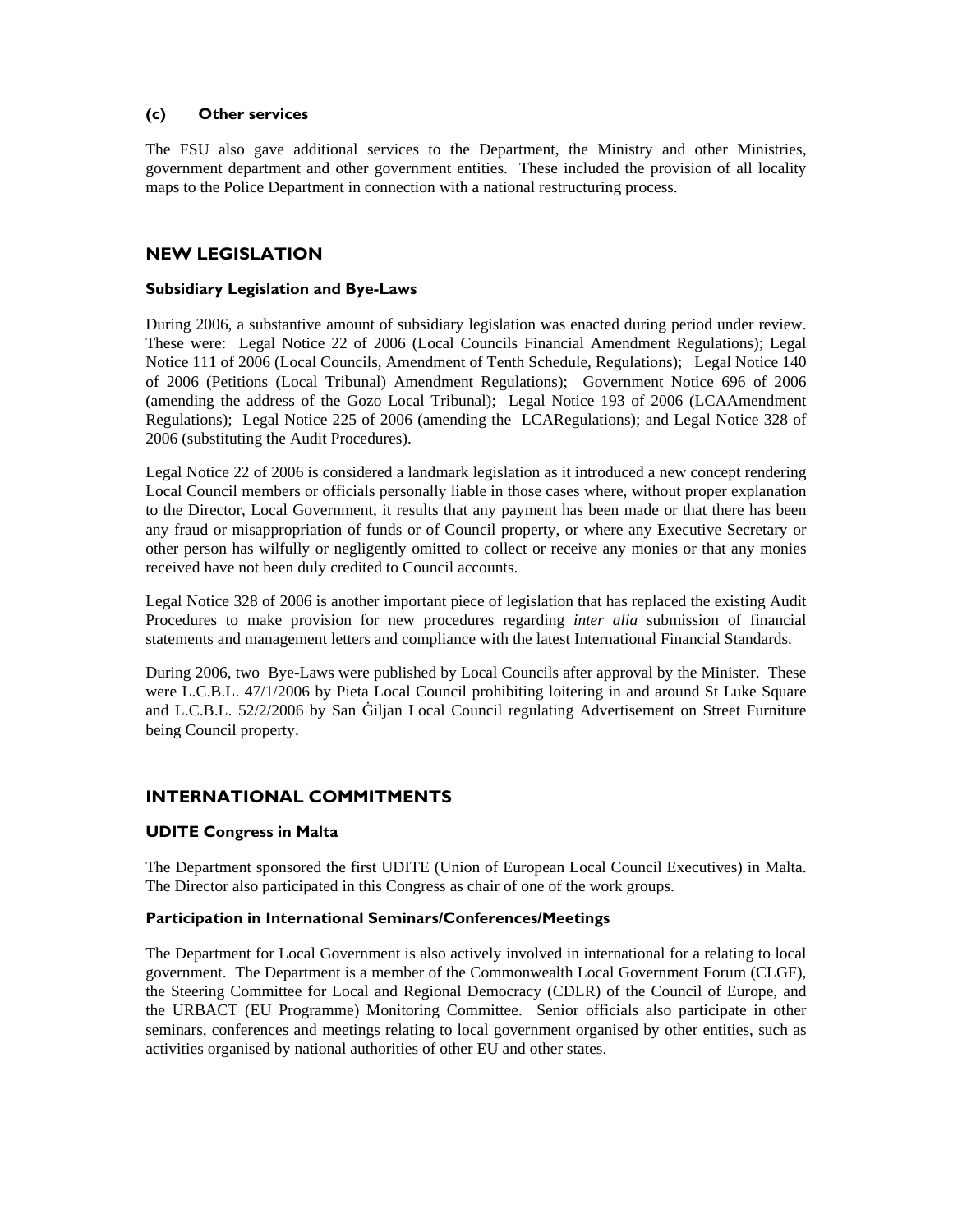### (c) Other services

The FSU also gave additional services to the Department, the Ministry and other Ministries, government department and other government entities. These included the provision of all locality maps to the Police Department in connection with a national restructuring process.

## NEW LEGISLATION

### Subsidiary Legislation and Bye-Laws

During 2006, a substantive amount of subsidiary legislation was enacted during period under review. These were: Legal Notice 22 of 2006 (Local Councils Financial Amendment Regulations); Legal Notice 111 of 2006 (Local Councils, Amendment of Tenth Schedule, Regulations); Legal Notice 140 of 2006 (Petitions (Local Tribunal) Amendment Regulations); Government Notice 696 of 2006 (amending the address of the Gozo Local Tribunal); Legal Notice 193 of 2006 (LCAAmendment Regulations); Legal Notice 225 of 2006 (amending the LCARegulations); and Legal Notice 328 of 2006 (substituting the Audit Procedures).

Legal Notice 22 of 2006 is considered a landmark legislation as it introduced a new concept rendering Local Council members or officials personally liable in those cases where, without proper explanation to the Director, Local Government, it results that any payment has been made or that there has been any fraud or misappropriation of funds or of Council property, or where any Executive Secretary or other person has wilfully or negligently omitted to collect or receive any monies or that any monies received have not been duly credited to Council accounts.

Legal Notice 328 of 2006 is another important piece of legislation that has replaced the existing Audit Procedures to make provision for new procedures regarding *inter alia* submission of financial statements and management letters and compliance with the latest International Financial Standards.

During 2006, two Bye-Laws were published by Local Councils after approval by the Minister. These were L.C.B.L. 47/1/2006 by Pieta Local Council prohibiting loitering in and around St Luke Square and L.C.B.L. 52/2/2006 by San Ġiljan Local Council regulating Advertisement on Street Furniture being Council property.

## INTERNATIONAL COMMITMENTS

### UDITE Congress in Malta

The Department sponsored the first UDITE (Union of European Local Council Executives) in Malta. The Director also participated in this Congress as chair of one of the work groups.

### Participation in International Seminars/Conferences/Meetings

The Department for Local Government is also actively involved in international for a relating to local government. The Department is a member of the Commonwealth Local Government Forum (CLGF), the Steering Committee for Local and Regional Democracy (CDLR) of the Council of Europe, and the URBACT (EU Programme) Monitoring Committee. Senior officials also participate in other seminars, conferences and meetings relating to local government organised by other entities, such as activities organised by national authorities of other EU and other states.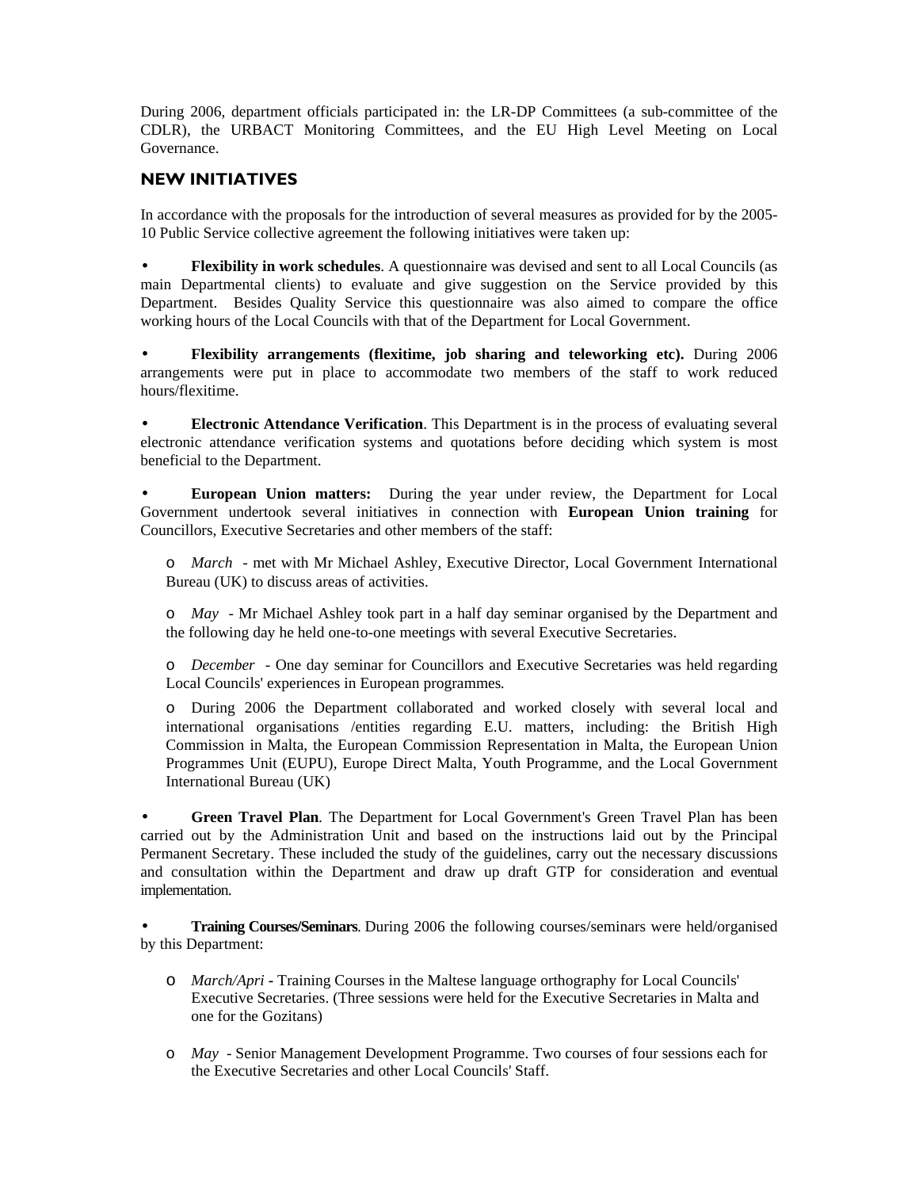During 2006, department officials participated in: the LR-DP Committees (a sub-committee of the CDLR), the URBACT Monitoring Committees, and the EU High Level Meeting on Local Governance.

## NEW INITIATIVES

In accordance with the proposals for the introduction of several measures as provided for by the 2005-10 Public Service collective agreement the following initiatives were taken up:

- **Flexibility in work schedules**. A questionnaire was devised and sent to all Local Councils (as main Departmental clients) to evaluate and give suggestion on the Service provided by this Department. Besides Quality Service this questionnaire was also aimed to compare the office working hours of the Local Councils with that of the Department for Local Government.

- **Flexibility arrangements (flexitime, job sharing and teleworking etc).** During 2006 arrangements were put in place to accommodate two members of the staff to work reduced hours/flexitime.

- **Electronic Attendance Verification**. This Department is in the process of evaluating several electronic attendance verification systems and quotations before deciding which system is most beneficial to the Department.

- **European Union matters:** During the year under review, the Department for Local Government undertook several initiatives in connection with **European Union training** for Councillors, Executive Secretaries and other members of the staff:

    - *March* - met with Mr Michael Ashley, Executive Director, Local Government International Bureau (UK) to discuss areas of activities.

    - *May* - Mr Michael Ashley took part in a half day seminar organised by the Department and the following day he held one-to-one meetings with several Executive Secretaries.

    - *December* - One day seminar for Councillors and Executive Secretaries was held regarding Local Councils' experiences in European programmes.

    - During 2006 the Department collaborated and worked closely with several local and international organisations /entities regarding E.U. matters, including: the British High Commission in Malta, the European Commission Representation in Malta, the European Union Programmes Unit (EUPU), Europe Direct Malta, Youth Programme, and the Local Government International Bureau (UK)

- **Green Travel Plan**. The Department for Local Government's Green Travel Plan has been carried out by the Administration Unit and based on the instructions laid out by the Principal Permanent Secretary. These included the study of the guidelines, carry out the necessary discussions and consultation within the Department and draw up draft GTP for consideration and eventual implementation.

- **Training Courses/Seminars**. During 2006 the following courses/seminars were held/organised by this Department:

    - *March/Apri* **-** Training Courses in the Maltese language orthography for Local Councils' Executive Secretaries. (Three sessions were held for the Executive Secretaries in Malta and one for the Gozitans)

    - *May* - Senior Management Development Programme. Two courses of four sessions each for the Executive Secretaries and other Local Councils' Staff.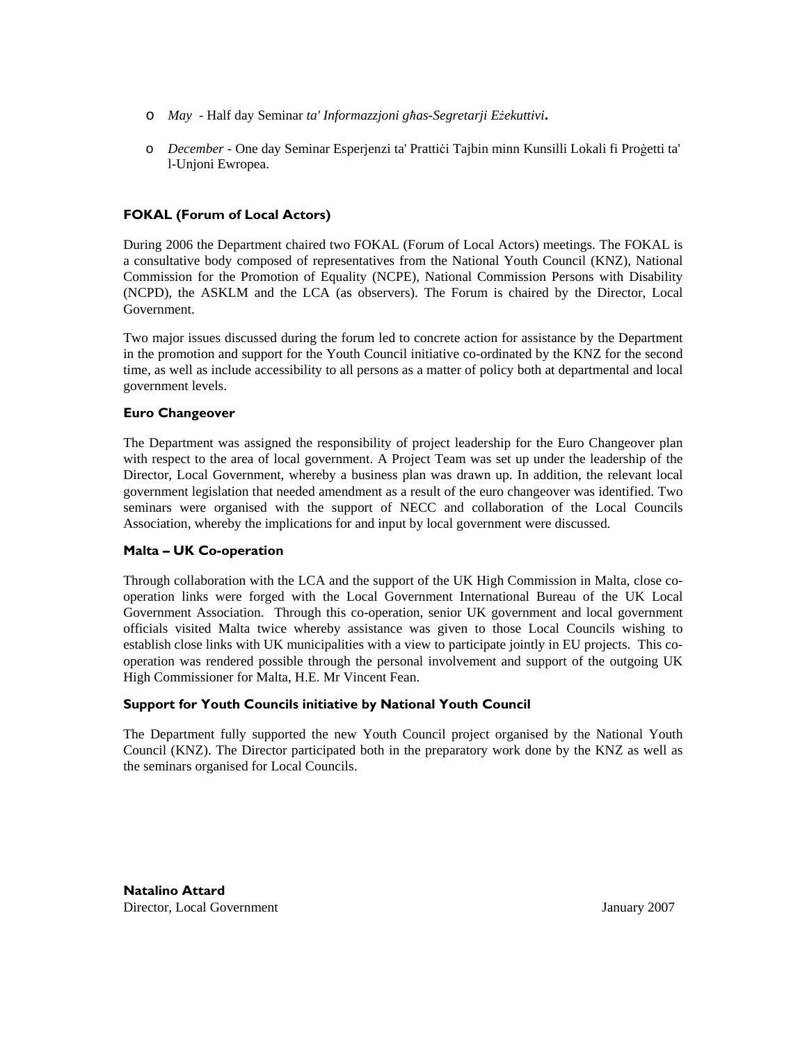- *May* - Half day Seminar *ta' Informazzjoni għas-Segretarji Eżekuttivi***.**
- *December* - One day Seminar Esperjenzi ta' Prattiċi Tajbin minn Kunsilli Lokali fi Proġetti ta' l-Unjoni Ewropea.

### FOKAL (Forum of Local Actors)

During 2006 the Department chaired two FOKAL (Forum of Local Actors) meetings. The FOKAL is a consultative body composed of representatives from the National Youth Council (KNZ), National Commission for the Promotion of Equality (NCPE), National Commission Persons with Disability (NCPD), the ASKLM and the LCA (as observers). The Forum is chaired by the Director, Local Government.

Two major issues discussed during the forum led to concrete action for assistance by the Department in the promotion and support for the Youth Council initiative co-ordinated by the KNZ for the second time, as well as include accessibility to all persons as a matter of policy both at departmental and local government levels.

### Euro Changeover

The Department was assigned the responsibility of project leadership for the Euro Changeover plan with respect to the area of local government. A Project Team was set up under the leadership of the Director, Local Government, whereby a business plan was drawn up. In addition, the relevant local government legislation that needed amendment as a result of the euro changeover was identified. Two seminars were organised with the support of NECC and collaboration of the Local Councils Association, whereby the implications for and input by local government were discussed.

### Malta – UK Co-operation

Through collaboration with the LCA and the support of the UK High Commission in Malta, close co-operation links were forged with the Local Government International Bureau of the UK Local Government Association. Through this co-operation, senior UK government and local government officials visited Malta twice whereby assistance was given to those Local Councils wishing to establish close links with UK municipalities with a view to participate jointly in EU projects. This co-operation was rendered possible through the personal involvement and support of the outgoing UK High Commissioner for Malta, H.E. Mr Vincent Fean.

### Support for Youth Councils initiative by National Youth Council

The Department fully supported the new Youth Council project organised by the National Youth Council (KNZ). The Director participated both in the preparatory work done by the KNZ as well as the seminars organised for Local Councils.

**Natalino Attard**
Director, Local Government

January 2007